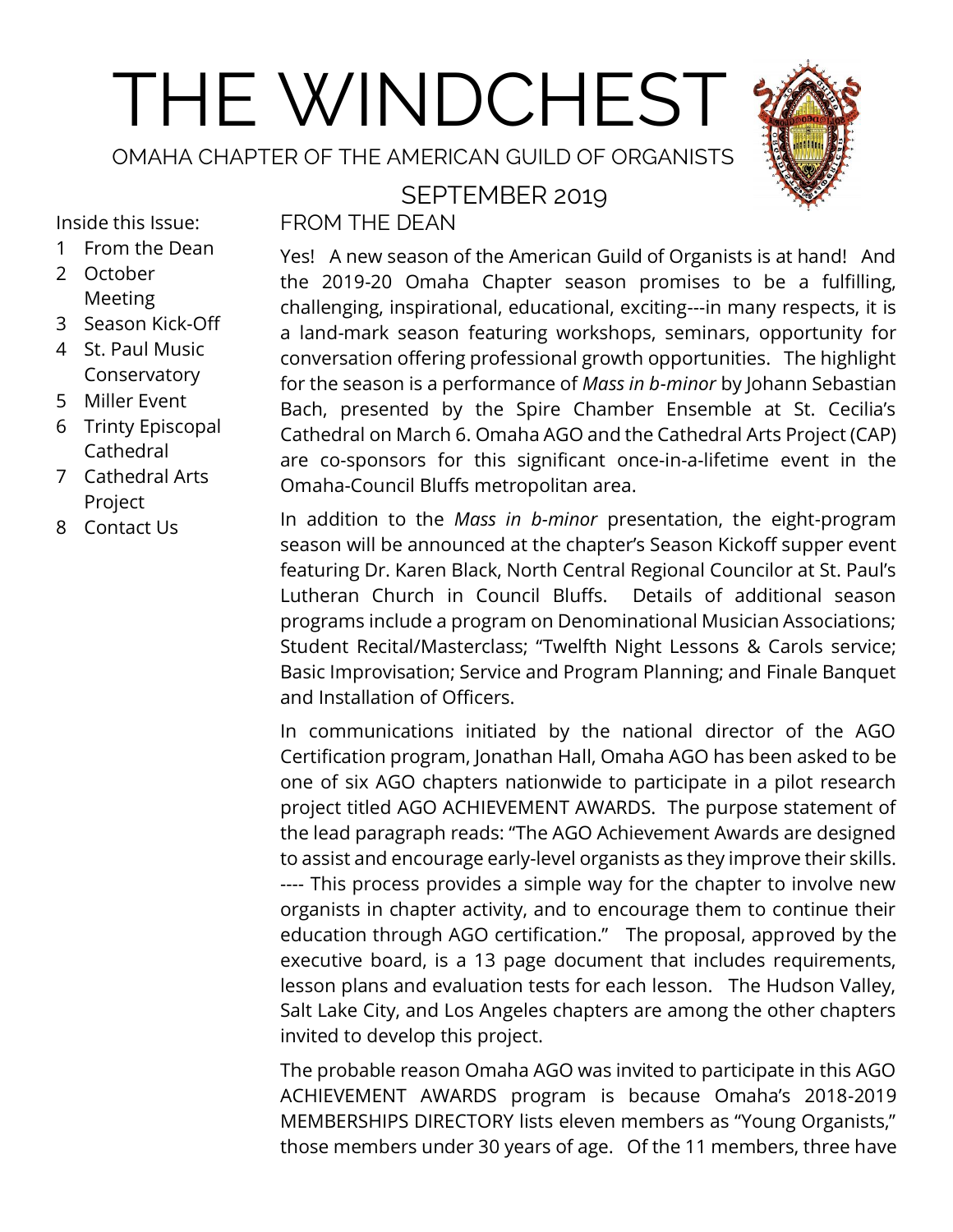# THE WINDCHEST

OMAHA CHAPTER OF THE AMERICAN GUILD OF ORGANISTS

SEPTEMBER 2019

Inside this Issue:

1. From the Dean
2. October Meeting
3. Season Kick-Off
4. St. Paul Music Conservatory
5. Miller Event
6. Trinty Episcopal Cathedral
7. Cathedral Arts Project
8. Contact Us

## FROM THE DEAN

Yes! A new season of the American Guild of Organists is at hand! And the 2019-20 Omaha Chapter season promises to be a fulfilling, challenging, inspirational, educational, exciting---in many respects, it is a land-mark season featuring workshops, seminars, opportunity for conversation offering professional growth opportunities. The highlight for the season is a performance of *Mass in b-minor* by Johann Sebastian Bach, presented by the Spire Chamber Ensemble at St. Cecilia's Cathedral on March 6. Omaha AGO and the Cathedral Arts Project (CAP) are co-sponsors for this significant once-in-a-lifetime event in the Omaha-Council Bluffs metropolitan area.

In addition to the *Mass in b-minor* presentation, the eight-program season will be announced at the chapter's Season Kickoff supper event featuring Dr. Karen Black, North Central Regional Councilor at St. Paul's Lutheran Church in Council Bluffs. Details of additional season programs include a program on Denominational Musician Associations; Student Recital/Masterclass; "Twelfth Night Lessons & Carols service; Basic Improvisation; Service and Program Planning; and Finale Banquet and Installation of Officers.

In communications initiated by the national director of the AGO Certification program, Jonathan Hall, Omaha AGO has been asked to be one of six AGO chapters nationwide to participate in a pilot research project titled AGO ACHIEVEMENT AWARDS. The purpose statement of the lead paragraph reads: "The AGO Achievement Awards are designed to assist and encourage early-level organists as they improve their skills. ---- This process provides a simple way for the chapter to involve new organists in chapter activity, and to encourage them to continue their education through AGO certification." The proposal, approved by the executive board, is a 13 page document that includes requirements, lesson plans and evaluation tests for each lesson. The Hudson Valley, Salt Lake City, and Los Angeles chapters are among the other chapters invited to develop this project.

The probable reason Omaha AGO was invited to participate in this AGO ACHIEVEMENT AWARDS program is because Omaha's 2018-2019 MEMBERSHIPS DIRECTORY lists eleven members as "Young Organists," those members under 30 years of age. Of the 11 members, three have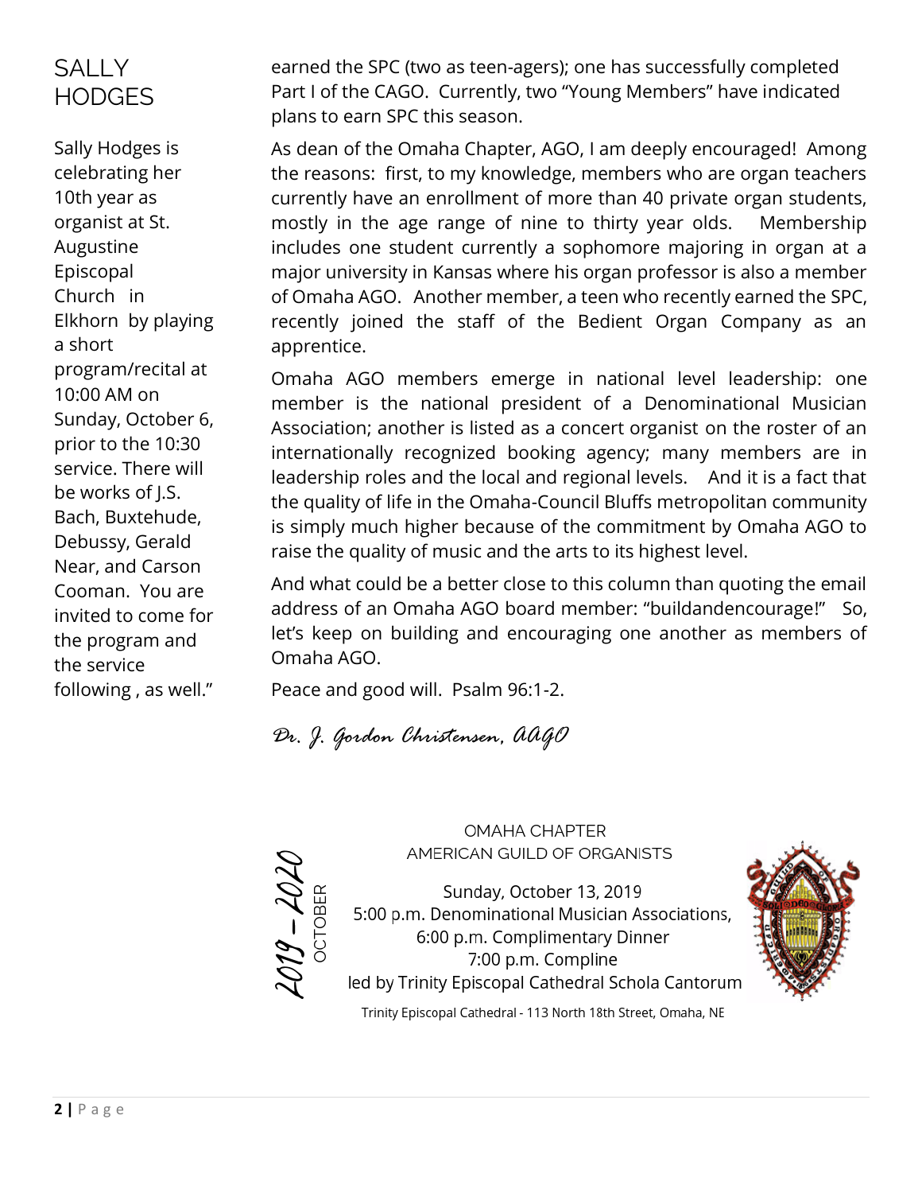## SALLY HODGES

Sally Hodges is celebrating her 10th year as organist at St. Augustine Episcopal Church in Elkhorn by playing a short program/recital at 10:00 AM on Sunday, October 6, prior to the 10:30 service. There will be works of J.S. Bach, Buxtehude, Debussy, Gerald Near, and Carson Cooman. You are invited to come for the program and the service following , as well."

earned the SPC (two as teen-agers); one has successfully completed Part I of the CAGO. Currently, two "Young Members" have indicated plans to earn SPC this season.

As dean of the Omaha Chapter, AGO, I am deeply encouraged! Among the reasons: first, to my knowledge, members who are organ teachers currently have an enrollment of more than 40 private organ students, mostly in the age range of nine to thirty year olds. Membership includes one student currently a sophomore majoring in organ at a major university in Kansas where his organ professor is also a member of Omaha AGO. Another member, a teen who recently earned the SPC, recently joined the staff of the Bedient Organ Company as an apprentice.

Omaha AGO members emerge in national level leadership: one member is the national president of a Denominational Musician Association; another is listed as a concert organist on the roster of an internationally recognized booking agency; many members are in leadership roles and the local and regional levels. And it is a fact that the quality of life in the Omaha-Council Bluffs metropolitan community is simply much higher because of the commitment by Omaha AGO to raise the quality of music and the arts to its highest level.

And what could be a better close to this column than quoting the email address of an Omaha AGO board member: "buildandencourage!" So, let's keep on building and encouraging one another as members of Omaha AGO.

Peace and good will. Psalm 96:1-2.

*Dr. J. Gordon Christensen, AAGO*

2019 – 2020 OCTOBER

OMAHA CHAPTER
AMERICAN GUILD OF ORGANISTS

Sunday, October 13, 2019
5:00 p.m. Denominational Musician Associations,
6:00 p.m. Complimentary Dinner
7:00 p.m. Compline
led by Trinity Episcopal Cathedral Schola Cantorum

Trinity Episcopal Cathedral - 113 North 18th Street, Omaha, NE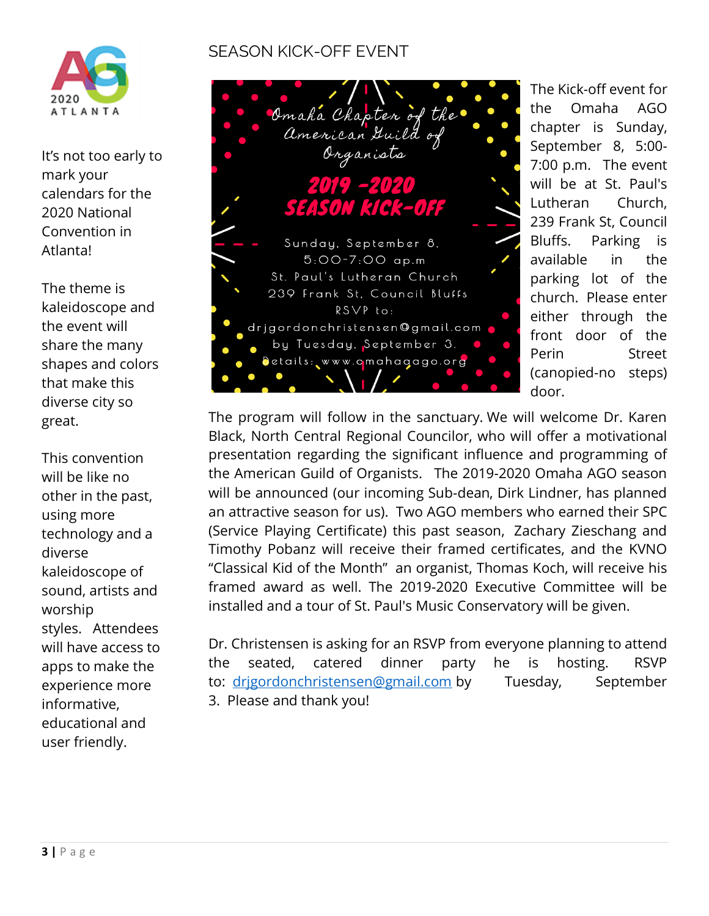## SEASON KICK-OFF EVENT

The Kick-off event for the Omaha AGO chapter is Sunday, September 8, 5:00-7:00 p.m. The event will be at St. Paul's Lutheran Church, 239 Frank St, Council Bluffs. Parking is available in the parking lot of the church. Please enter either through the front door of the Perin Street (canopied-no steps) door.

The program will follow in the sanctuary. We will welcome Dr. Karen Black, North Central Regional Councilor, who will offer a motivational presentation regarding the significant influence and programming of the American Guild of Organists. The 2019-2020 Omaha AGO season will be announced (our incoming Sub-dean, Dirk Lindner, has planned an attractive season for us). Two AGO members who earned their SPC (Service Playing Certificate) this past season, Zachary Zieschang and Timothy Pobanz will receive their framed certificates, and the KVNO "Classical Kid of the Month" an organist, Thomas Koch, will receive his framed award as well. The 2019-2020 Executive Committee will be installed and a tour of St. Paul's Music Conservatory will be given.

Dr. Christensen is asking for an RSVP from everyone planning to attend the seated, catered dinner party he is hosting. RSVP to: drjgordonchristensen@gmail.com by Tuesday, September 3. Please and thank you!

It's not too early to mark your calendars for the 2020 National Convention in Atlanta!

The theme is kaleidoscope and the event will share the many shapes and colors that make this diverse city so great.

This convention will be like no other in the past, using more technology and a diverse kaleidoscope of sound, artists and worship styles. Attendees will have access to apps to make the experience more informative, educational and user friendly.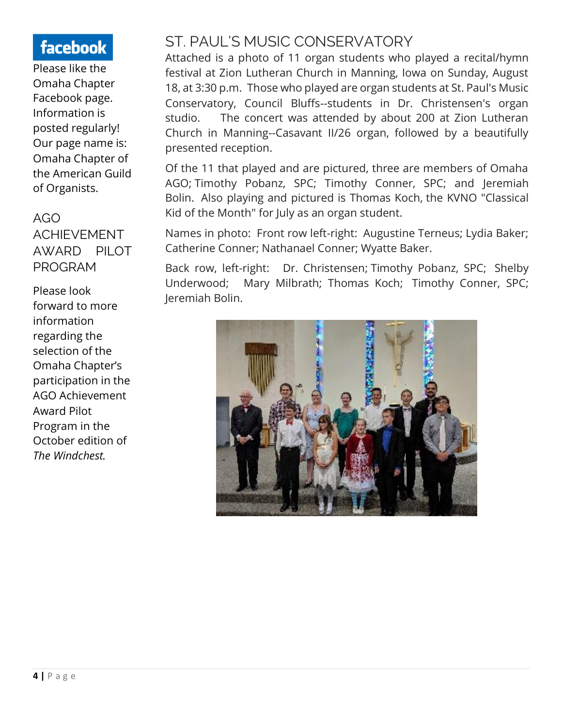**facebook**

Please like the Omaha Chapter Facebook page. Information is posted regularly! Our page name is: Omaha Chapter of the American Guild of Organists.

## AGO ACHIEVEMENT AWARD PILOT PROGRAM

Please look forward to more information regarding the selection of the Omaha Chapter's participation in the AGO Achievement Award Pilot Program in the October edition of *The Windchest.*

## ST. PAUL'S MUSIC CONSERVATORY

Attached is a photo of 11 organ students who played a recital/hymn festival at Zion Lutheran Church in Manning, Iowa on Sunday, August 18, at 3:30 p.m. Those who played are organ students at St. Paul's Music Conservatory, Council Bluffs--students in Dr. Christensen's organ studio. The concert was attended by about 200 at Zion Lutheran Church in Manning--Casavant II/26 organ, followed by a beautifully presented reception.

Of the 11 that played and are pictured, three are members of Omaha AGO; Timothy Pobanz, SPC; Timothy Conner, SPC; and Jeremiah Bolin. Also playing and pictured is Thomas Koch, the KVNO "Classical Kid of the Month" for July as an organ student.

Names in photo: Front row left-right: Augustine Terneus; Lydia Baker; Catherine Conner; Nathanael Conner; Wyatte Baker.

Back row, left-right: Dr. Christensen; Timothy Pobanz, SPC; Shelby Underwood; Mary Milbrath; Thomas Koch; Timothy Conner, SPC; Jeremiah Bolin.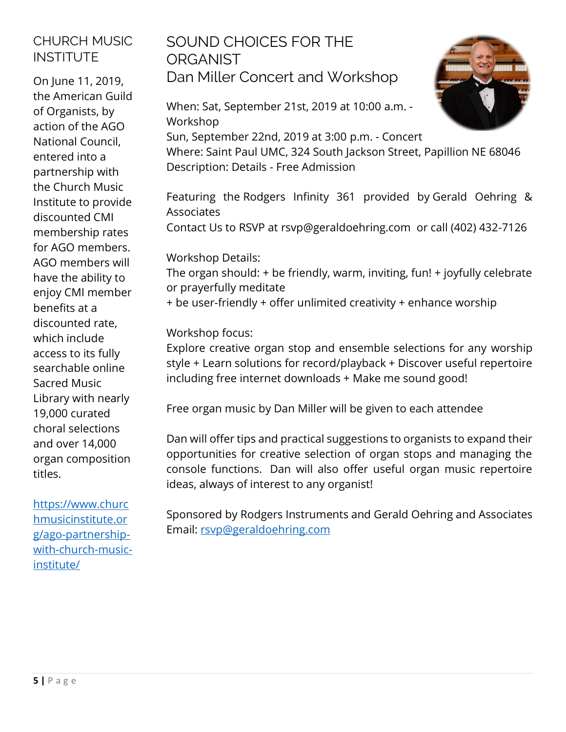## CHURCH MUSIC INSTITUTE

On June 11, 2019, the American Guild of Organists, by action of the AGO National Council, entered into a partnership with the Church Music Institute to provide discounted CMI membership rates for AGO members. AGO members will have the ability to enjoy CMI member benefits at a discounted rate, which include access to its fully searchable online Sacred Music Library with nearly 19,000 curated choral selections and over 14,000 organ composition titles.

https://www.churchmusicinstitute.org/ago-partnership-with-church-music-institute/

## SOUND CHOICES FOR THE ORGANIST
## Dan Miller Concert and Workshop

When: Sat, September 21st, 2019 at 10:00 a.m. - Workshop
Sun, September 22nd, 2019 at 3:00 p.m. - Concert
Where: Saint Paul UMC, 324 South Jackson Street, Papillion NE 68046
Description: Details - Free Admission

Featuring the Rodgers Infinity 361 provided by Gerald Oehring & Associates
Contact Us to RSVP at rsvp@geraldoehring.com or call (402) 432-7126

Workshop Details:
The organ should: + be friendly, warm, inviting, fun! + joyfully celebrate or prayerfully meditate
+ be user-friendly + offer unlimited creativity + enhance worship

Workshop focus:
Explore creative organ stop and ensemble selections for any worship style + Learn solutions for record/playback + Discover useful repertoire including free internet downloads + Make me sound good!

Free organ music by Dan Miller will be given to each attendee

Dan will offer tips and practical suggestions to organists to expand their opportunities for creative selection of organ stops and managing the console functions. Dan will also offer useful organ music repertoire ideas, always of interest to any organist!

Sponsored by Rodgers Instruments and Gerald Oehring and Associates
Email: rsvp@geraldoehring.com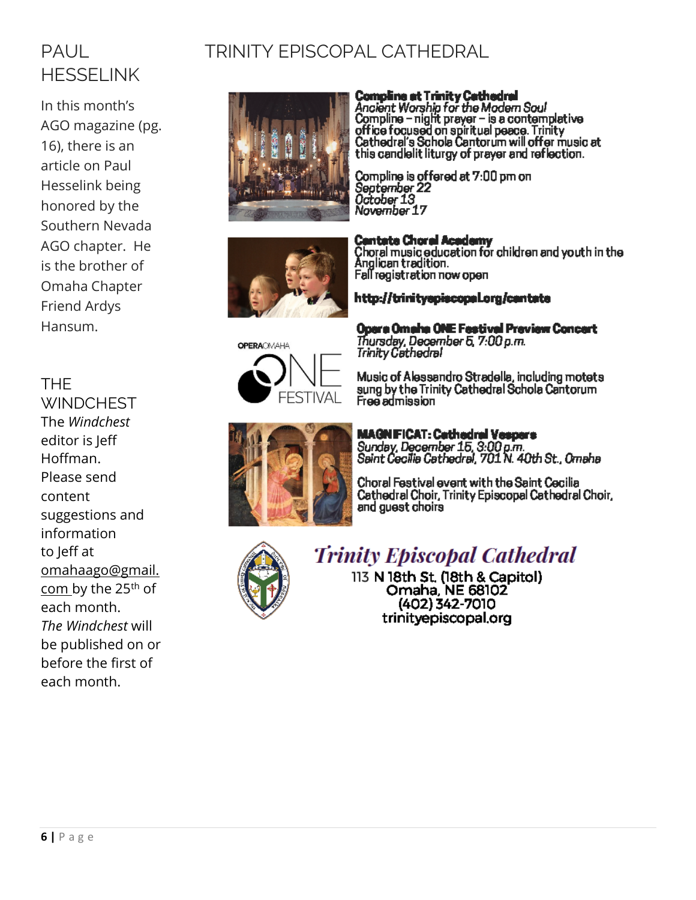## PAUL HESSELINK

In this month's AGO magazine (pg. 16), there is an article on Paul Hesselink being honored by the Southern Nevada AGO chapter. He is the brother of Omaha Chapter Friend Ardys Hansum.

## THE WINDCHEST

The *Windchest* editor is Jeff Hoffman. Please send content suggestions and information to Jeff at omahaago@gmail.com by the 25th of each month. *The Windchest* will be published on or before the first of each month.

## TRINITY EPISCOPAL CATHEDRAL

**Compline at Trinity Cathedral**
*Ancient Worship for the Modern Soul*
Compline – night prayer – is a contemplative office focused on spiritual peace. Trinity Cathedral's Schola Cantorum will offer music at this candlelit liturgy of prayer and reflection.

Compline is offered at 7:00 pm on
*September 22*
*October 13*
*November 17*

**Cantate Choral Academy**
Choral music education for children and youth in the Anglican tradition.
Fall registration now open

**http://trinityepiscopal.org/cantate**

OPERAOMAHA ONE FESTIVAL

**Opera Omaha ONE Festival Preview Concert**
*Thursday, December 5, 7:00 p.m.*
*Trinity Cathedral*

Music of Alessandro Stradella, including motets sung by the Trinity Cathedral Schola Cantorum
Free admission

**MAGNIFICAT: Cathedral Vespers**
*Sunday, December 15, 3:00 p.m.*
*Saint Cecilia Cathedral, 701 N. 40th St., Omaha*

Choral Festival event with the Saint Cecilia Cathedral Choir, Trinity Episcopal Cathedral Choir, and guest choirs

***Trinity Episcopal Cathedral***
113 N 18th St. (18th & Capitol)
Omaha, NE 68102
(402) 342-7010
trinityepiscopal.org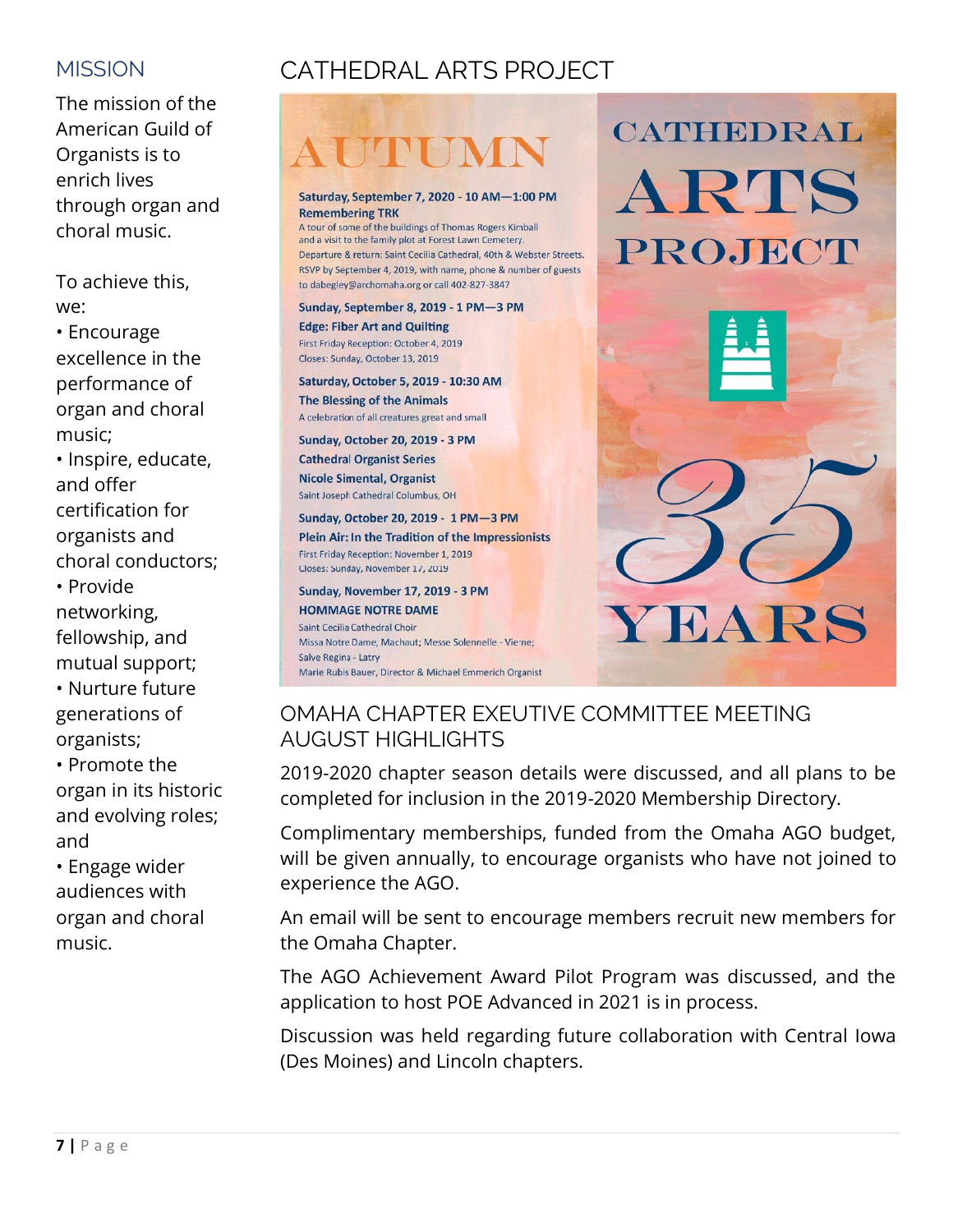## MISSION

The mission of the American Guild of Organists is to enrich lives through organ and choral music.

To achieve this, we:

- Encourage excellence in the performance of organ and choral music;
- Inspire, educate, and offer certification for organists and choral conductors;
- Provide networking, fellowship, and mutual support;
- Nurture future generations of organists;
- Promote the organ in its historic and evolving roles; and
- Engage wider audiences with organ and choral music.

## CATHEDRAL ARTS PROJECT

# AUTUMN

**Saturday, September 7, 2020 - 10 AM—1:00 PM**
**Remembering TRK**
A tour of some of the buildings of Thomas Rogers Kimball and a visit to the family plot at Forest Lawn Cemetery.
Departure & return: Saint Cecilia Cathedral, 40th & Webster Streets.
RSVP by September 4, 2019, with name, phone & number of guests to dabegley@archomaha.org or call 402-827-3847

**Sunday, September 8, 2019 - 1 PM—3 PM**
**Edge: Fiber Art and Quilting**
First Friday Reception: October 4, 2019
Closes: Sunday, October 13, 2019

**Saturday, October 5, 2019 - 10:30 AM**
**The Blessing of the Animals**
A celebration of all creatures great and small

**Sunday, October 20, 2019 - 3 PM**
**Cathedral Organist Series**
**Nicole Simental, Organist**
Saint Joseph Cathedral Columbus, OH

**Sunday, October 20, 2019 - 1 PM—3 PM**
**Plein Air: In the Tradition of the Impressionists**
First Friday Reception: November 1, 2019
Closes: Sunday, November 17, 2019

**Sunday, November 17, 2019 - 3 PM**
**HOMMAGE NOTRE DAME**
Saint Cecilia Cathedral Choir
Missa Notre Dame, Machaut; Messe Solennelle - Vierne;
Salve Regina - Latry
Marie Rubis Bauer, Director & Michael Emmerich Organist

CATHEDRAL ARTS PROJECT
35 YEARS

## OMAHA CHAPTER EXEUTIVE COMMITTEE MEETING AUGUST HIGHLIGHTS

2019-2020 chapter season details were discussed, and all plans to be completed for inclusion in the 2019-2020 Membership Directory.

Complimentary memberships, funded from the Omaha AGO budget, will be given annually, to encourage organists who have not joined to experience the AGO.

An email will be sent to encourage members recruit new members for the Omaha Chapter.

The AGO Achievement Award Pilot Program was discussed, and the application to host POE Advanced in 2021 is in process.

Discussion was held regarding future collaboration with Central Iowa (Des Moines) and Lincoln chapters.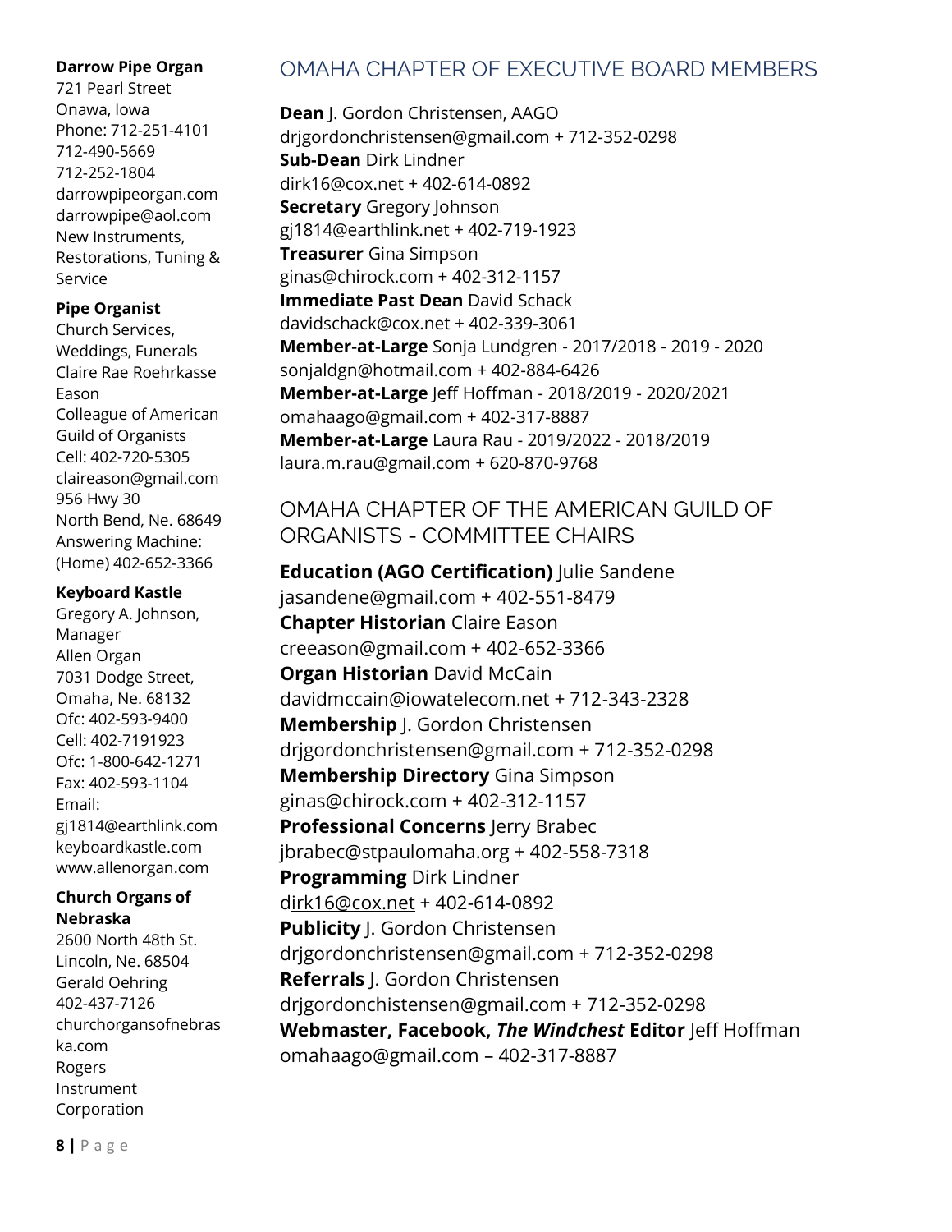**Darrow Pipe Organ**
721 Pearl Street
Onawa, Iowa
Phone: 712-251-4101
712-490-5669
712-252-1804
darrowpipeorgan.com
darrowpipe@aol.com
New Instruments, Restorations, Tuning & Service

**Pipe Organist**
Church Services, Weddings, Funerals
Claire Rae Roehrkasse Eason
Colleague of American Guild of Organists
Cell: 402-720-5305
claireason@gmail.com
956 Hwy 30
North Bend, Ne. 68649
Answering Machine: (Home) 402-652-3366

**Keyboard Kastle**
Gregory A. Johnson, Manager
Allen Organ
7031 Dodge Street, Omaha, Ne. 68132
Ofc: 402-593-9400
Cell: 402-7191923
Ofc: 1-800-642-1271
Fax: 402-593-1104
Email: gj1814@earthlink.com
keyboardkastle.com
www.allenorgan.com

**Church Organs of Nebraska**
2600 North 48th St.
Lincoln, Ne. 68504
Gerald Oehring
402-437-7126
churchorgansofnebraska.com
Rogers Instrument Corporation

## OMAHA CHAPTER OF EXECUTIVE BOARD MEMBERS

**Dean** J. Gordon Christensen, AAGO
drjgordonchristensen@gmail.com + 712-352-0298
**Sub-Dean** Dirk Lindner
dirk16@cox.net + 402-614-0892
**Secretary** Gregory Johnson
gj1814@earthlink.net + 402-719-1923
**Treasurer** Gina Simpson
ginas@chirock.com + 402-312-1157
**Immediate Past Dean** David Schack
davidschack@cox.net + 402-339-3061
**Member-at-Large** Sonja Lundgren - 2017/2018 - 2019 - 2020
sonjaldgn@hotmail.com + 402-884-6426
**Member-at-Large** Jeff Hoffman - 2018/2019 - 2020/2021
omahaago@gmail.com + 402-317-8887
**Member-at-Large** Laura Rau - 2019/2022 - 2018/2019
laura.m.rau@gmail.com + 620-870-9768

## OMAHA CHAPTER OF THE AMERICAN GUILD OF ORGANISTS - COMMITTEE CHAIRS

**Education (AGO Certification)** Julie Sandene
jasandene@gmail.com + 402-551-8479
**Chapter Historian** Claire Eason
creeason@gmail.com + 402-652-3366
**Organ Historian** David McCain
davidmccain@iowatelecom.net + 712-343-2328
**Membership** J. Gordon Christensen
drjgordonchristensen@gmail.com + 712-352-0298
**Membership Directory** Gina Simpson
ginas@chirock.com + 402-312-1157
**Professional Concerns** Jerry Brabec
jbrabec@stpaulomaha.org + 402-558-7318
**Programming** Dirk Lindner
dirk16@cox.net + 402-614-0892
**Publicity** J. Gordon Christensen
drjgordonchristensen@gmail.com + 712-352-0298
**Referrals** J. Gordon Christensen
drjgordonchistensen@gmail.com + 712-352-0298
**Webmaster, Facebook, *The Windchest* Editor** Jeff Hoffman
omahaago@gmail.com – 402-317-8887